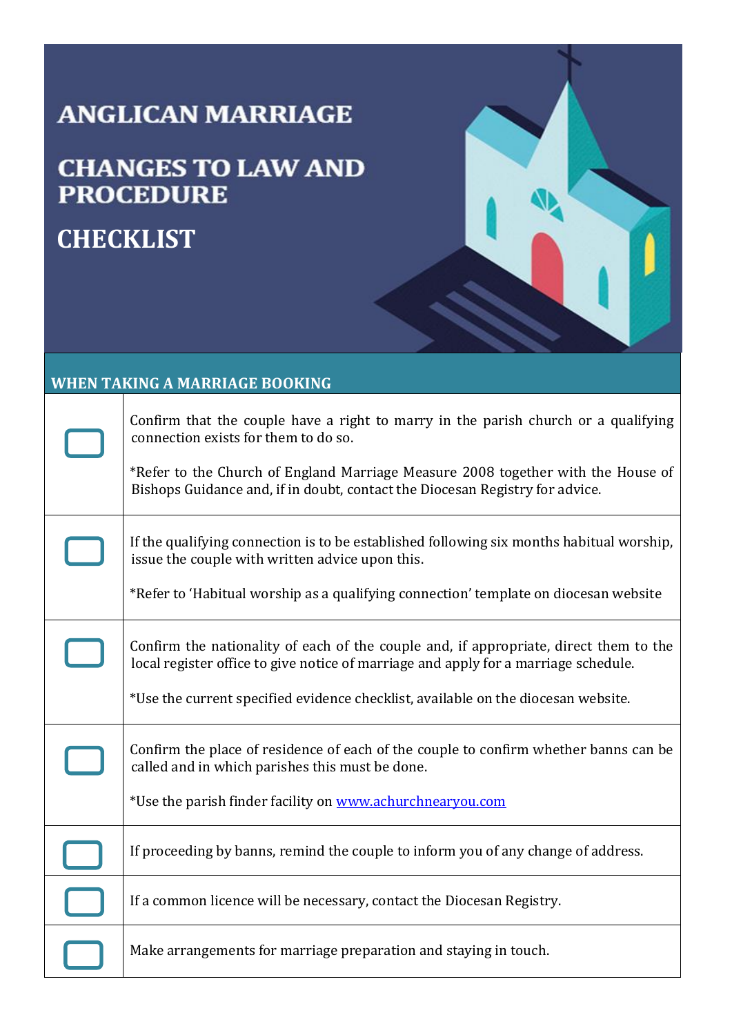# ANGLICAN MARRIAGE

# CHANGES TO LAW AND PROCEDURE

# CHECKLIST

## WHEN TAKING A MARRIAGE BOOKING

| | |
|---|---|
| ☐ | Confirm that the couple have a right to marry in the parish church or a qualifying connection exists for them to do so.<br><br>*Refer to the Church of England Marriage Measure 2008 together with the House of Bishops Guidance and, if in doubt, contact the Diocesan Registry for advice. |
| ☐ | If the qualifying connection is to be established following six months habitual worship, issue the couple with written advice upon this.<br><br>*Refer to 'Habitual worship as a qualifying connection' template on diocesan website |
| ☐ | Confirm the nationality of each of the couple and, if appropriate, direct them to the local register office to give notice of marriage and apply for a marriage schedule.<br><br>*Use the current specified evidence checklist, available on the diocesan website. |
| ☐ | Confirm the place of residence of each of the couple to confirm whether banns can be called and in which parishes this must be done.<br><br>*Use the parish finder facility on [www.achurchnearyou.com](http://www.achurchnearyou.com) |
| ☐ | If proceeding by banns, remind the couple to inform you of any change of address. |
| ☐ | If a common licence will be necessary, contact the Diocesan Registry. |
| ☐ | Make arrangements for marriage preparation and staying in touch. |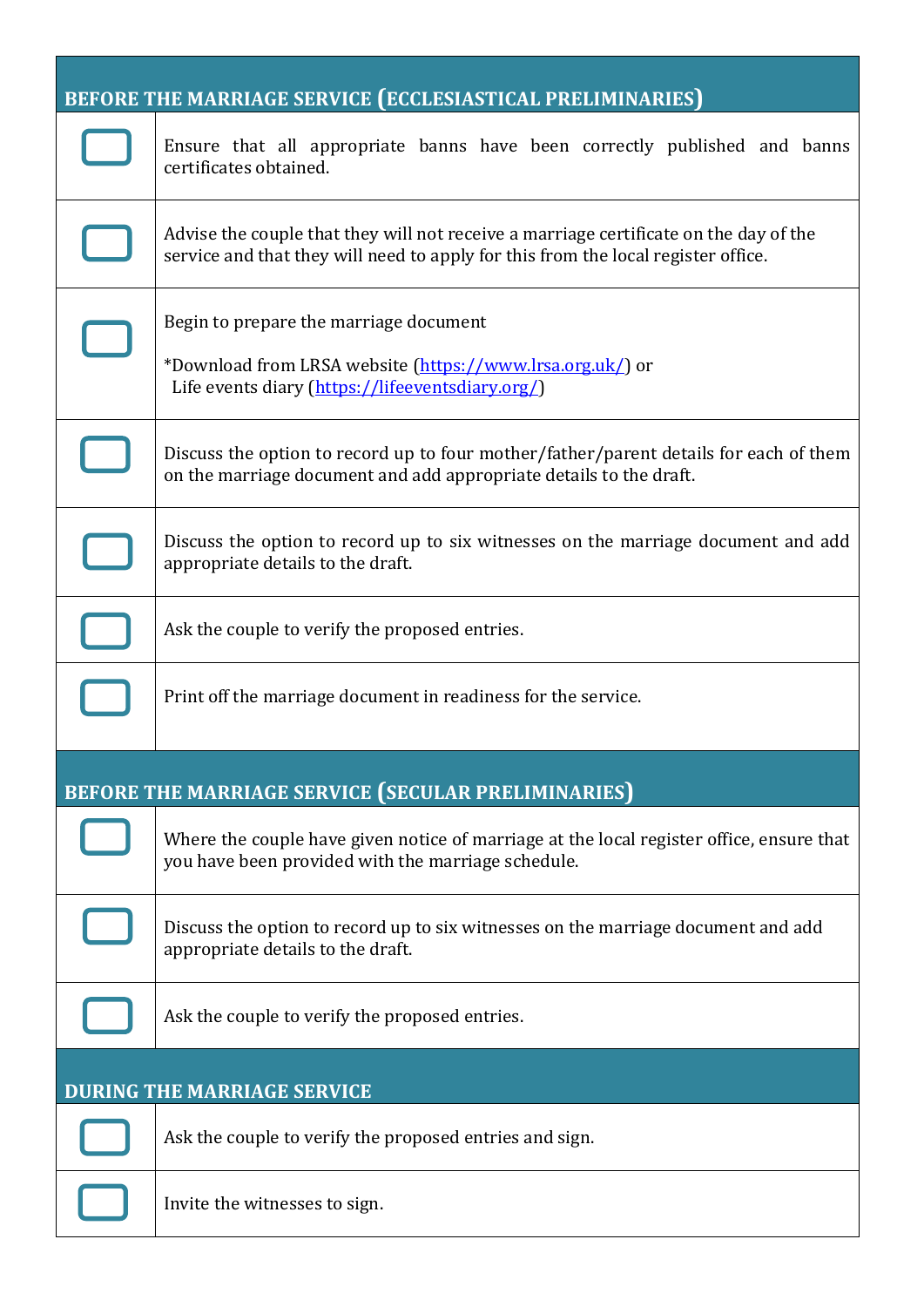| BEFORE THE MARRIAGE SERVICE (ECCLESIASTICAL PRELIMINARIES) | |
|---|---|
| ☐ | Ensure that all appropriate banns have been correctly published and banns certificates obtained. |
| ☐ | Advise the couple that they will not receive a marriage certificate on the day of the service and that they will need to apply for this from the local register office. |
| ☐ | Begin to prepare the marriage document<br><br>*Download from LRSA website (https://www.lrsa.org.uk/) or Life events diary (https://lifeeventsdiary.org/) |
| ☐ | Discuss the option to record up to four mother/father/parent details for each of them on the marriage document and add appropriate details to the draft. |
| ☐ | Discuss the option to record up to six witnesses on the marriage document and add appropriate details to the draft. |
| ☐ | Ask the couple to verify the proposed entries. |
| ☐ | Print off the marriage document in readiness for the service. |
| **BEFORE THE MARRIAGE SERVICE (SECULAR PRELIMINARIES)** | |
| ☐ | Where the couple have given notice of marriage at the local register office, ensure that you have been provided with the marriage schedule. |
| ☐ | Discuss the option to record up to six witnesses on the marriage document and add appropriate details to the draft. |
| ☐ | Ask the couple to verify the proposed entries. |
| **DURING THE MARRIAGE SERVICE** | |
| ☐ | Ask the couple to verify the proposed entries and sign. |
| ☐ | Invite the witnesses to sign. |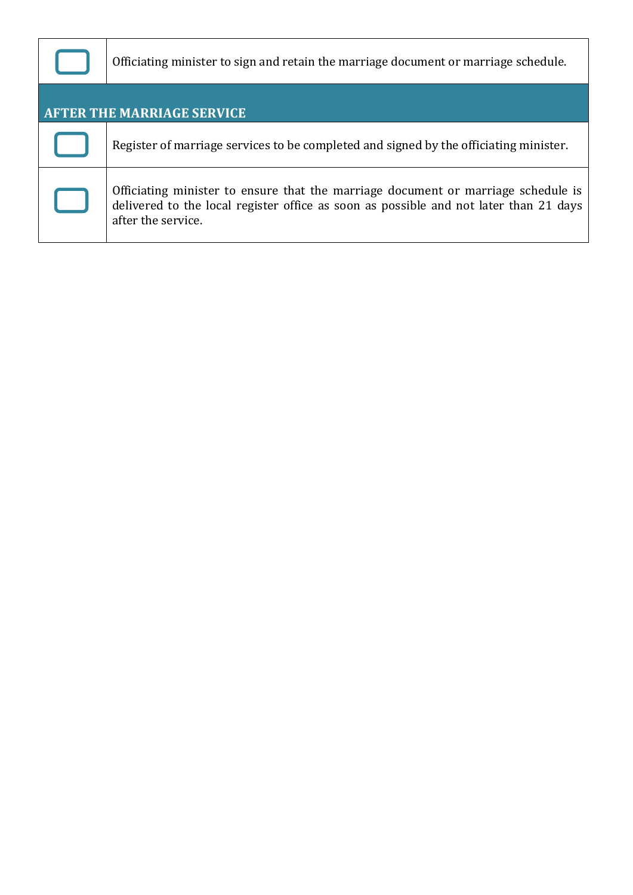| | |
|---|---|
| ☐ | Officiating minister to sign and retain the marriage document or marriage schedule. |
| **AFTER THE MARRIAGE SERVICE** | |
| ☐ | Register of marriage services to be completed and signed by the officiating minister. |
| ☐ | Officiating minister to ensure that the marriage document or marriage schedule is delivered to the local register office as soon as possible and not later than 21 days after the service. |